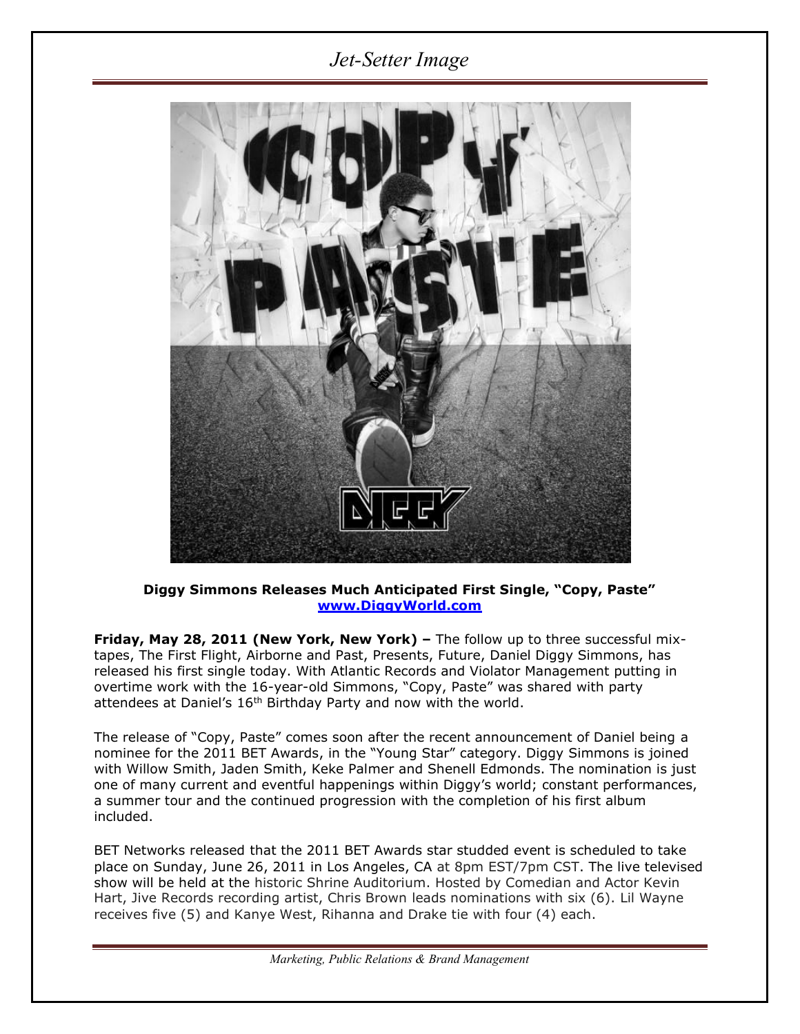# Jet-Setter Image

**Diggy Simmons Releases Much Anticipated First Single, "Copy, Paste"**
**[www.DiggyWorld.com](http://www.DiggyWorld.com)**

**Friday, May 28, 2011 (New York, New York) –** The follow up to three successful mix-tapes, The First Flight, Airborne and Past, Presents, Future, Daniel Diggy Simmons, has released his first single today. With Atlantic Records and Violator Management putting in overtime work with the 16-year-old Simmons, "Copy, Paste" was shared with party attendees at Daniel's 16th Birthday Party and now with the world.

The release of "Copy, Paste" comes soon after the recent announcement of Daniel being a nominee for the 2011 BET Awards, in the "Young Star" category. Diggy Simmons is joined with Willow Smith, Jaden Smith, Keke Palmer and Shenell Edmonds. The nomination is just one of many current and eventful happenings within Diggy's world; constant performances, a summer tour and the continued progression with the completion of his first album included.

BET Networks released that the 2011 BET Awards star studded event is scheduled to take place on Sunday, June 26, 2011 in Los Angeles, CA at 8pm EST/7pm CST. The live televised show will be held at the historic Shrine Auditorium. Hosted by Comedian and Actor Kevin Hart, Jive Records recording artist, Chris Brown leads nominations with six (6). Lil Wayne receives five (5) and Kanye West, Rihanna and Drake tie with four (4) each.

*Marketing, Public Relations & Brand Management*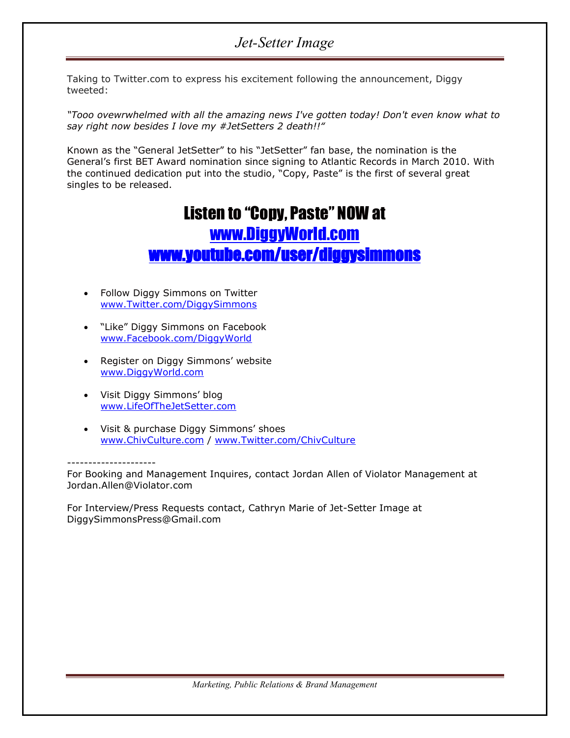Taking to Twitter.com to express his excitement following the announcement, Diggy tweeted:

*"Tooo ovewrwhelmed with all the amazing news I've gotten today! Don't even know what to say right now besides I love my #JetSetters 2 death!!"*

Known as the "General JetSetter" to his "JetSetter" fan base, the nomination is the General's first BET Award nomination since signing to Atlantic Records in March 2010. With the continued dedication put into the studio, "Copy, Paste" is the first of several great singles to be released.

## Listen to "Copy, Paste" NOW at
## www.DiggyWorld.com
## www.youtube.com/user/diggysimmons

- Follow Diggy Simmons on Twitter
  www.Twitter.com/DiggySimmons
- "Like" Diggy Simmons on Facebook
  www.Facebook.com/DiggyWorld
- Register on Diggy Simmons' website
  www.DiggyWorld.com
- Visit Diggy Simmons' blog
  www.LifeOfTheJetSetter.com
- Visit & purchase Diggy Simmons' shoes
  www.ChivCulture.com / www.Twitter.com/ChivCulture

---------------------

For Booking and Management Inquires, contact Jordan Allen of Violator Management at Jordan.Allen@Violator.com

For Interview/Press Requests contact, Cathryn Marie of Jet-Setter Image at DiggySimmonsPress@Gmail.com